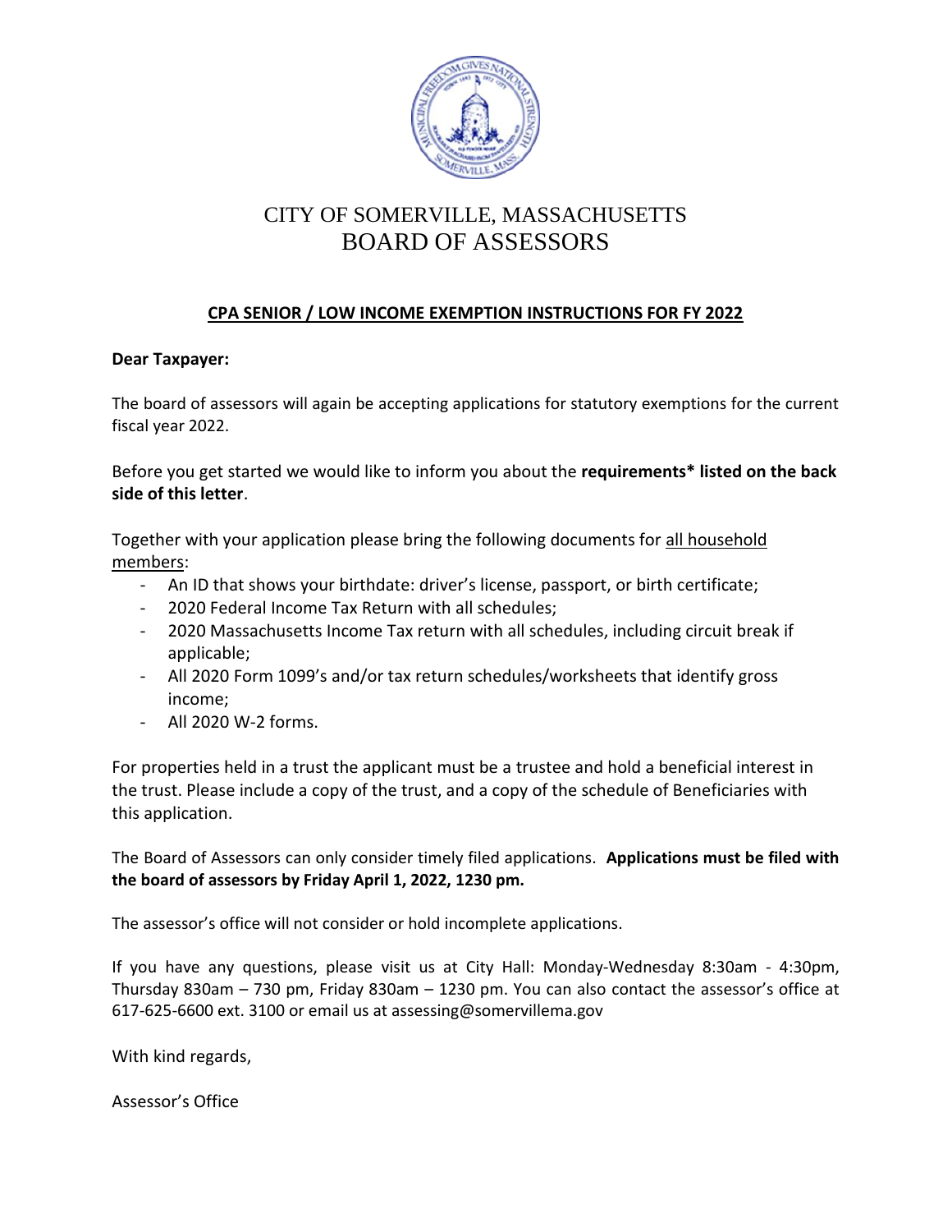# CITY OF SOMERVILLE, MASSACHUSETTS
# BOARD OF ASSESSORS

## CPA SENIOR / LOW INCOME EXEMPTION INSTRUCTIONS FOR FY 2022

**Dear Taxpayer:**

The board of assessors will again be accepting applications for statutory exemptions for the current fiscal year 2022.

Before you get started we would like to inform you about the **requirements* listed on the back side of this letter**.

Together with your application please bring the following documents for all household members:

- An ID that shows your birthdate: driver's license, passport, or birth certificate;
- 2020 Federal Income Tax Return with all schedules;
- 2020 Massachusetts Income Tax return with all schedules, including circuit break if applicable;
- All 2020 Form 1099's and/or tax return schedules/worksheets that identify gross income;
- All 2020 W-2 forms.

For properties held in a trust the applicant must be a trustee and hold a beneficial interest in the trust. Please include a copy of the trust, and a copy of the schedule of Beneficiaries with this application.

The Board of Assessors can only consider timely filed applications. **Applications must be filed with the board of assessors by Friday April 1, 2022, 1230 pm.**

The assessor's office will not consider or hold incomplete applications.

If you have any questions, please visit us at City Hall: Monday-Wednesday 8:30am - 4:30pm, Thursday 830am – 730 pm, Friday 830am – 1230 pm. You can also contact the assessor's office at 617-625-6600 ext. 3100 or email us at assessing@somervillema.gov

With kind regards,

Assessor's Office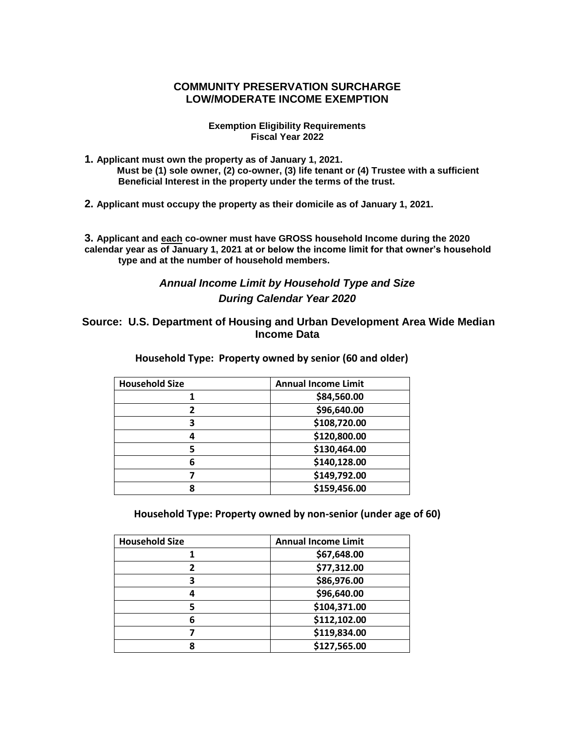## COMMUNITY PRESERVATION SURCHARGE
## LOW/MODERATE INCOME EXEMPTION

**Exemption Eligibility Requirements**
**Fiscal Year 2022**

**1. Applicant must own the property as of January 1, 2021.**
**Must be (1) sole owner, (2) co-owner, (3) life tenant or (4) Trustee with a sufficient Beneficial Interest in the property under the terms of the trust.**

**2. Applicant must occupy the property as their domicile as of January 1, 2021.**

**3. Applicant and <u>each</u> co-owner must have GROSS household Income during the 2020 calendar year as of January 1, 2021 at or below the income limit for that owner's household type and at the number of household members.**

***Annual Income Limit by Household Type and Size***
***During Calendar Year 2020***

**Source: U.S. Department of Housing and Urban Development Area Wide Median Income Data**

**Household Type: Property owned by senior (60 and older)**

| Household Size | Annual Income Limit |
|---|---|
| 1 | $84,560.00 |
| 2 | $96,640.00 |
| 3 | $108,720.00 |
| 4 | $120,800.00 |
| 5 | $130,464.00 |
| 6 | $140,128.00 |
| 7 | $149,792.00 |
| 8 | $159,456.00 |

**Household Type: Property owned by non-senior (under age of 60)**

| Household Size | Annual Income Limit |
|---|---|
| 1 | $67,648.00 |
| 2 | $77,312.00 |
| 3 | $86,976.00 |
| 4 | $96,640.00 |
| 5 | $104,371.00 |
| 6 | $112,102.00 |
| 7 | $119,834.00 |
| 8 | $127,565.00 |